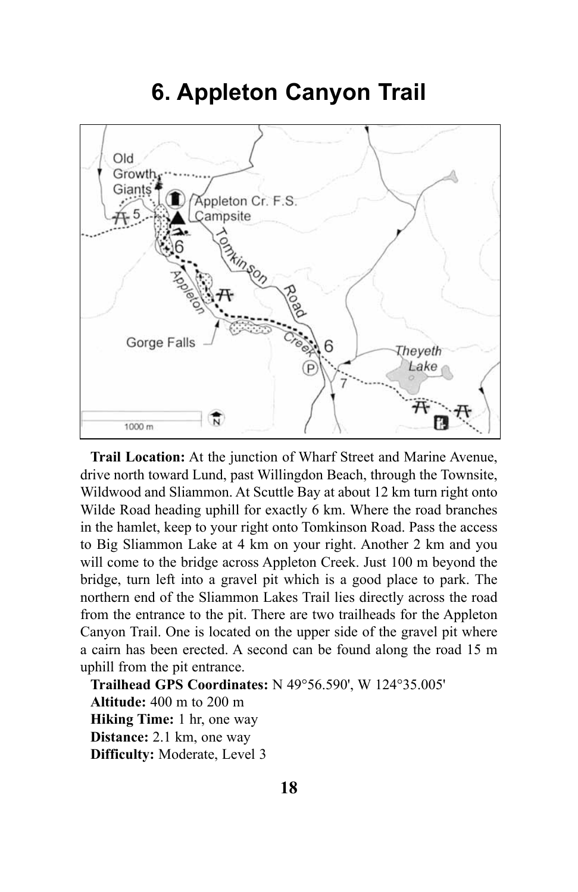# 6. Appleton Canyon Trail

**Trail Location:** At the junction of Wharf Street and Marine Avenue, drive north toward Lund, past Willingdon Beach, through the Townsite, Wildwood and Sliammon. At Scuttle Bay at about 12 km turn right onto Wilde Road heading uphill for exactly 6 km. Where the road branches in the hamlet, keep to your right onto Tomkinson Road. Pass the access to Big Sliammon Lake at 4 km on your right. Another 2 km and you will come to the bridge across Appleton Creek. Just 100 m beyond the bridge, turn left into a gravel pit which is a good place to park. The northern end of the Sliammon Lakes Trail lies directly across the road from the entrance to the pit. There are two trailheads for the Appleton Canyon Trail. One is located on the upper side of the gravel pit where a cairn has been erected. A second can be found along the road 15 m uphill from the pit entrance.

**Trailhead GPS Coordinates:** N 49°56.590', W 124°35.005'
**Altitude:** 400 m to 200 m
**Hiking Time:** 1 hr, one way
**Distance:** 2.1 km, one way
**Difficulty:** Moderate, Level 3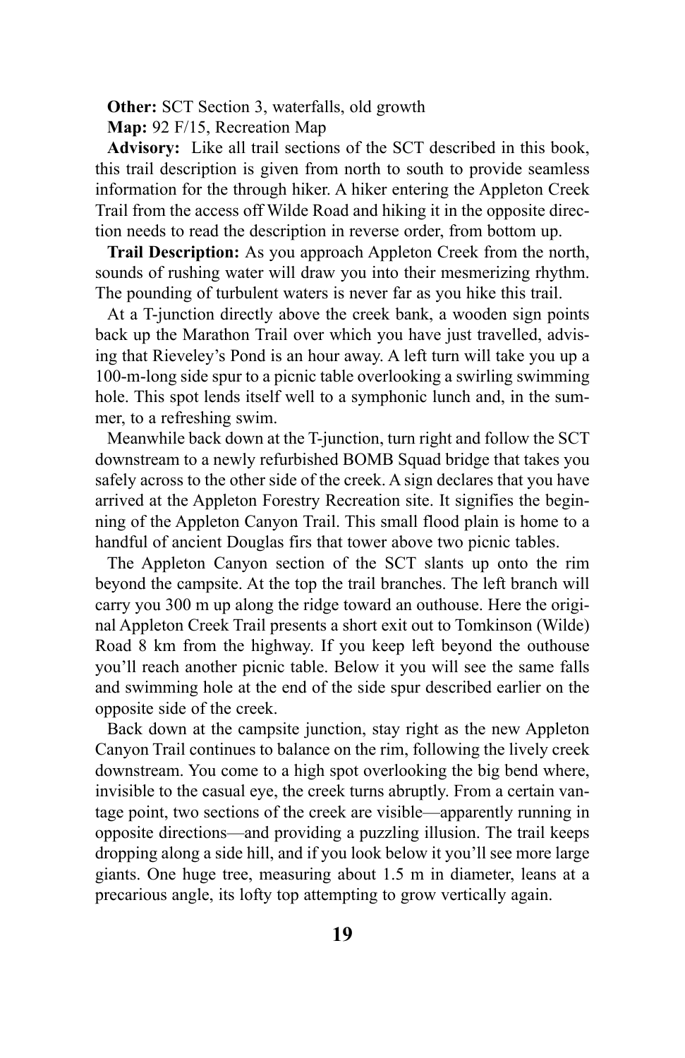**Other:** SCT Section 3, waterfalls, old growth

**Map:** 92 F/15, Recreation Map

**Advisory:** Like all trail sections of the SCT described in this book, this trail description is given from north to south to provide seamless information for the through hiker. A hiker entering the Appleton Creek Trail from the access off Wilde Road and hiking it in the opposite direction needs to read the description in reverse order, from bottom up.

**Trail Description:** As you approach Appleton Creek from the north, sounds of rushing water will draw you into their mesmerizing rhythm. The pounding of turbulent waters is never far as you hike this trail.

At a T-junction directly above the creek bank, a wooden sign points back up the Marathon Trail over which you have just travelled, advising that Rieveley's Pond is an hour away. A left turn will take you up a 100-m-long side spur to a picnic table overlooking a swirling swimming hole. This spot lends itself well to a symphonic lunch and, in the summer, to a refreshing swim.

Meanwhile back down at the T-junction, turn right and follow the SCT downstream to a newly refurbished BOMB Squad bridge that takes you safely across to the other side of the creek. A sign declares that you have arrived at the Appleton Forestry Recreation site. It signifies the beginning of the Appleton Canyon Trail. This small flood plain is home to a handful of ancient Douglas firs that tower above two picnic tables.

The Appleton Canyon section of the SCT slants up onto the rim beyond the campsite. At the top the trail branches. The left branch will carry you 300 m up along the ridge toward an outhouse. Here the original Appleton Creek Trail presents a short exit out to Tomkinson (Wilde) Road 8 km from the highway. If you keep left beyond the outhouse you'll reach another picnic table. Below it you will see the same falls and swimming hole at the end of the side spur described earlier on the opposite side of the creek.

Back down at the campsite junction, stay right as the new Appleton Canyon Trail continues to balance on the rim, following the lively creek downstream. You come to a high spot overlooking the big bend where, invisible to the casual eye, the creek turns abruptly. From a certain vantage point, two sections of the creek are visible—apparently running in opposite directions—and providing a puzzling illusion. The trail keeps dropping along a side hill, and if you look below it you'll see more large giants. One huge tree, measuring about 1.5 m in diameter, leans at a precarious angle, its lofty top attempting to grow vertically again.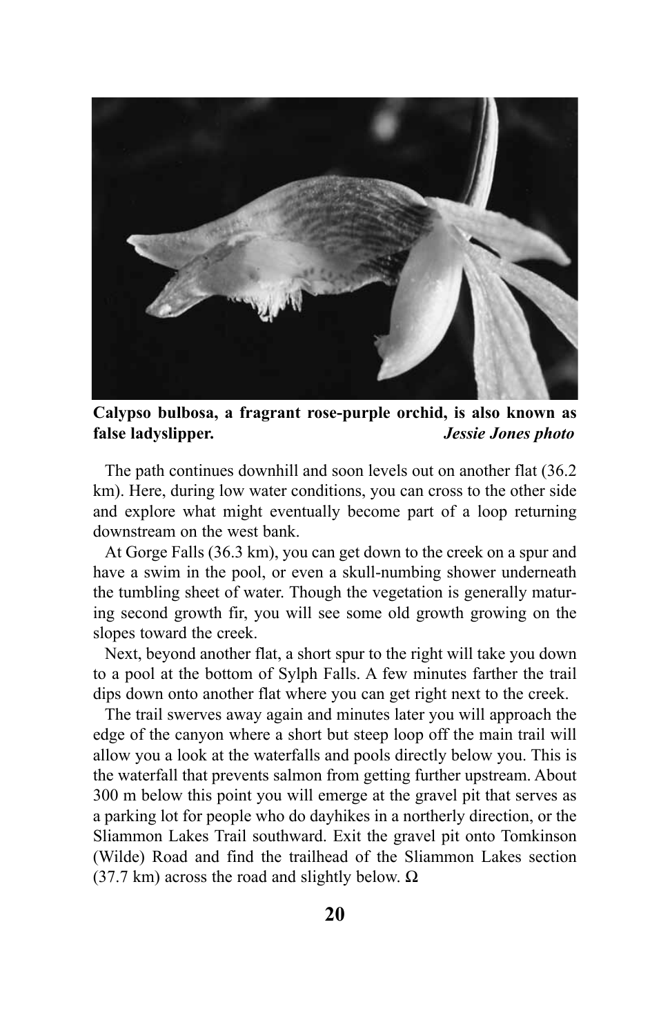**Calypso bulbosa, a fragrant rose-purple orchid, is also known as false ladyslipper.** ***Jessie Jones photo***

The path continues downhill and soon levels out on another flat (36.2 km). Here, during low water conditions, you can cross to the other side and explore what might eventually become part of a loop returning downstream on the west bank.

At Gorge Falls (36.3 km), you can get down to the creek on a spur and have a swim in the pool, or even a skull-numbing shower underneath the tumbling sheet of water. Though the vegetation is generally maturing second growth fir, you will see some old growth growing on the slopes toward the creek.

Next, beyond another flat, a short spur to the right will take you down to a pool at the bottom of Sylph Falls. A few minutes farther the trail dips down onto another flat where you can get right next to the creek.

The trail swerves away again and minutes later you will approach the edge of the canyon where a short but steep loop off the main trail will allow you a look at the waterfalls and pools directly below you. This is the waterfall that prevents salmon from getting further upstream. About 300 m below this point you will emerge at the gravel pit that serves as a parking lot for people who do dayhikes in a northerly direction, or the Sliammon Lakes Trail southward. Exit the gravel pit onto Tomkinson (Wilde) Road and find the trailhead of the Sliammon Lakes section (37.7 km) across the road and slightly below. **Ω**